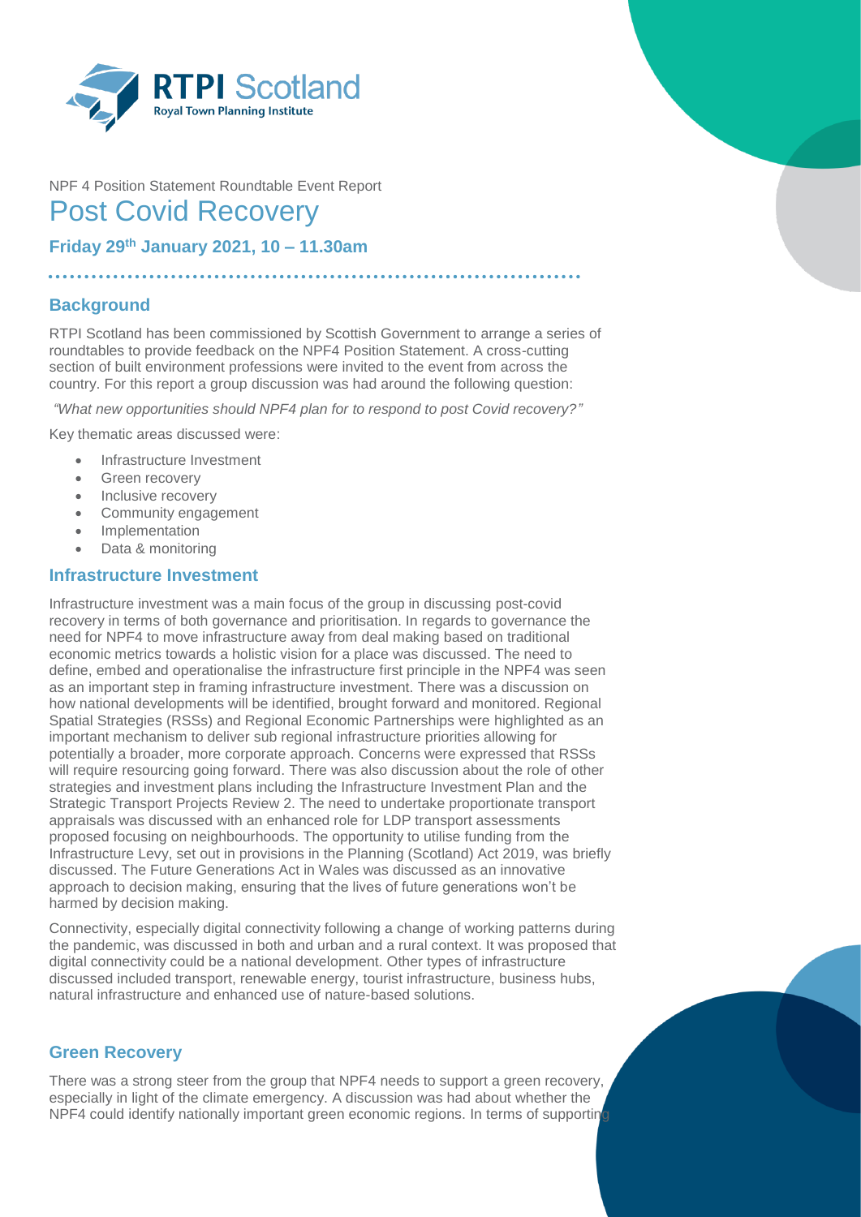NPF 4 Position Statement Roundtable Event Report

# Post Covid Recovery

**Friday 29th January 2021, 10 – 11.30am**

## Background

RTPI Scotland has been commissioned by Scottish Government to arrange a series of roundtables to provide feedback on the NPF4 Position Statement. A cross-cutting section of built environment professions were invited to the event from across the country. For this report a group discussion was had around the following question:

*"What new opportunities should NPF4 plan for to respond to post Covid recovery?"*

Key thematic areas discussed were:

- Infrastructure Investment
- Green recovery
- Inclusive recovery
- Community engagement
- Implementation
- Data & monitoring

## Infrastructure Investment

Infrastructure investment was a main focus of the group in discussing post-covid recovery in terms of both governance and prioritisation. In regards to governance the need for NPF4 to move infrastructure away from deal making based on traditional economic metrics towards a holistic vision for a place was discussed. The need to define, embed and operationalise the infrastructure first principle in the NPF4 was seen as an important step in framing infrastructure investment. There was a discussion on how national developments will be identified, brought forward and monitored. Regional Spatial Strategies (RSSs) and Regional Economic Partnerships were highlighted as an important mechanism to deliver sub regional infrastructure priorities allowing for potentially a broader, more corporate approach. Concerns were expressed that RSSs will require resourcing going forward. There was also discussion about the role of other strategies and investment plans including the Infrastructure Investment Plan and the Strategic Transport Projects Review 2. The need to undertake proportionate transport appraisals was discussed with an enhanced role for LDP transport assessments proposed focusing on neighbourhoods. The opportunity to utilise funding from the Infrastructure Levy, set out in provisions in the Planning (Scotland) Act 2019, was briefly discussed. The Future Generations Act in Wales was discussed as an innovative approach to decision making, ensuring that the lives of future generations won't be harmed by decision making.

Connectivity, especially digital connectivity following a change of working patterns during the pandemic, was discussed in both and urban and a rural context. It was proposed that digital connectivity could be a national development. Other types of infrastructure discussed included transport, renewable energy, tourist infrastructure, business hubs, natural infrastructure and enhanced use of nature-based solutions.

## Green Recovery

There was a strong steer from the group that NPF4 needs to support a green recovery, especially in light of the climate emergency. A discussion was had about whether the NPF4 could identify nationally important green economic regions. In terms of supporting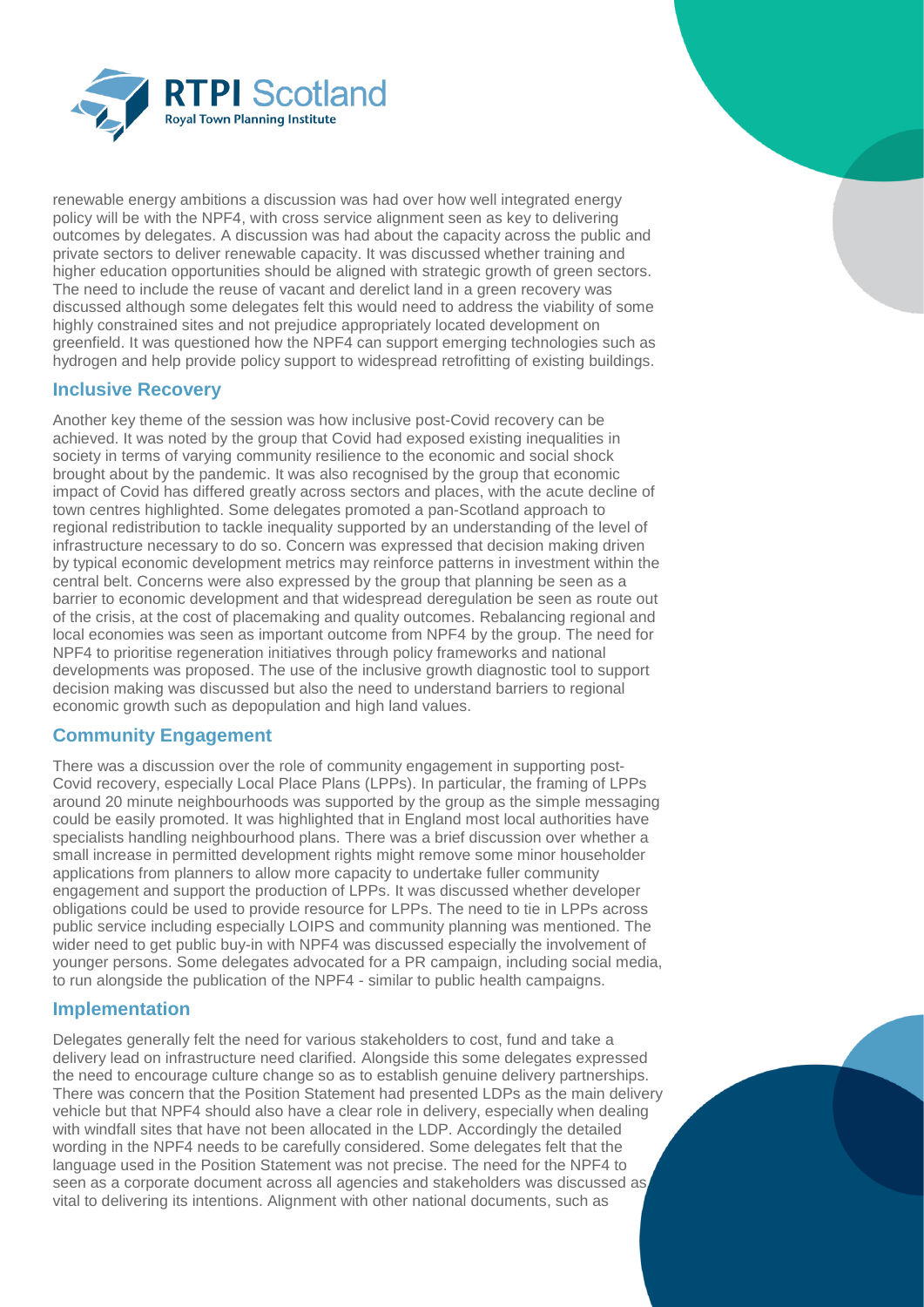renewable energy ambitions a discussion was had over how well integrated energy policy will be with the NPF4, with cross service alignment seen as key to delivering outcomes by delegates. A discussion was had about the capacity across the public and private sectors to deliver renewable capacity. It was discussed whether training and higher education opportunities should be aligned with strategic growth of green sectors. The need to include the reuse of vacant and derelict land in a green recovery was discussed although some delegates felt this would need to address the viability of some highly constrained sites and not prejudice appropriately located development on greenfield. It was questioned how the NPF4 can support emerging technologies such as hydrogen and help provide policy support to widespread retrofitting of existing buildings.

## Inclusive Recovery

Another key theme of the session was how inclusive post-Covid recovery can be achieved. It was noted by the group that Covid had exposed existing inequalities in society in terms of varying community resilience to the economic and social shock brought about by the pandemic. It was also recognised by the group that economic impact of Covid has differed greatly across sectors and places, with the acute decline of town centres highlighted. Some delegates promoted a pan-Scotland approach to regional redistribution to tackle inequality supported by an understanding of the level of infrastructure necessary to do so. Concern was expressed that decision making driven by typical economic development metrics may reinforce patterns in investment within the central belt. Concerns were also expressed by the group that planning be seen as a barrier to economic development and that widespread deregulation be seen as route out of the crisis, at the cost of placemaking and quality outcomes. Rebalancing regional and local economies was seen as important outcome from NPF4 by the group. The need for NPF4 to prioritise regeneration initiatives through policy frameworks and national developments was proposed. The use of the inclusive growth diagnostic tool to support decision making was discussed but also the need to understand barriers to regional economic growth such as depopulation and high land values.

## Community Engagement

There was a discussion over the role of community engagement in supporting post-Covid recovery, especially Local Place Plans (LPPs). In particular, the framing of LPPs around 20 minute neighbourhoods was supported by the group as the simple messaging could be easily promoted. It was highlighted that in England most local authorities have specialists handling neighbourhood plans. There was a brief discussion over whether a small increase in permitted development rights might remove some minor householder applications from planners to allow more capacity to undertake fuller community engagement and support the production of LPPs. It was discussed whether developer obligations could be used to provide resource for LPPs. The need to tie in LPPs across public service including especially LOIPS and community planning was mentioned. The wider need to get public buy-in with NPF4 was discussed especially the involvement of younger persons. Some delegates advocated for a PR campaign, including social media, to run alongside the publication of the NPF4 - similar to public health campaigns.

## Implementation

Delegates generally felt the need for various stakeholders to cost, fund and take a delivery lead on infrastructure need clarified. Alongside this some delegates expressed the need to encourage culture change so as to establish genuine delivery partnerships. There was concern that the Position Statement had presented LDPs as the main delivery vehicle but that NPF4 should also have a clear role in delivery, especially when dealing with windfall sites that have not been allocated in the LDP. Accordingly the detailed wording in the NPF4 needs to be carefully considered. Some delegates felt that the language used in the Position Statement was not precise. The need for the NPF4 to seen as a corporate document across all agencies and stakeholders was discussed as vital to delivering its intentions. Alignment with other national documents, such as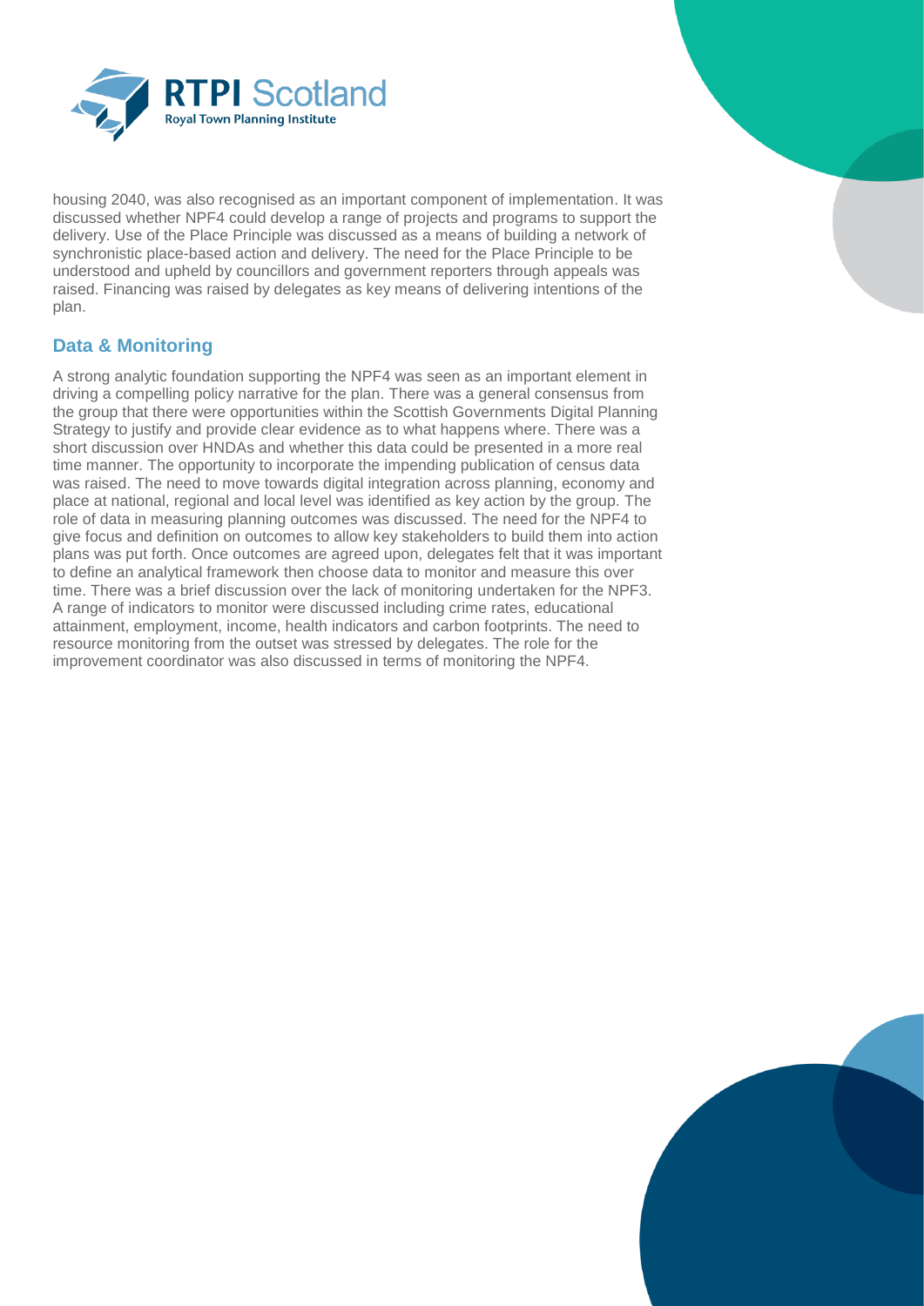housing 2040, was also recognised as an important component of implementation. It was discussed whether NPF4 could develop a range of projects and programs to support the delivery. Use of the Place Principle was discussed as a means of building a network of synchronistic place-based action and delivery. The need for the Place Principle to be understood and upheld by councillors and government reporters through appeals was raised. Financing was raised by delegates as key means of delivering intentions of the plan.

## Data & Monitoring

A strong analytic foundation supporting the NPF4 was seen as an important element in driving a compelling policy narrative for the plan. There was a general consensus from the group that there were opportunities within the Scottish Governments Digital Planning Strategy to justify and provide clear evidence as to what happens where. There was a short discussion over HNDAs and whether this data could be presented in a more real time manner. The opportunity to incorporate the impending publication of census data was raised. The need to move towards digital integration across planning, economy and place at national, regional and local level was identified as key action by the group. The role of data in measuring planning outcomes was discussed. The need for the NPF4 to give focus and definition on outcomes to allow key stakeholders to build them into action plans was put forth. Once outcomes are agreed upon, delegates felt that it was important to define an analytical framework then choose data to monitor and measure this over time. There was a brief discussion over the lack of monitoring undertaken for the NPF3. A range of indicators to monitor were discussed including crime rates, educational attainment, employment, income, health indicators and carbon footprints. The need to resource monitoring from the outset was stressed by delegates. The role for the improvement coordinator was also discussed in terms of monitoring the NPF4.